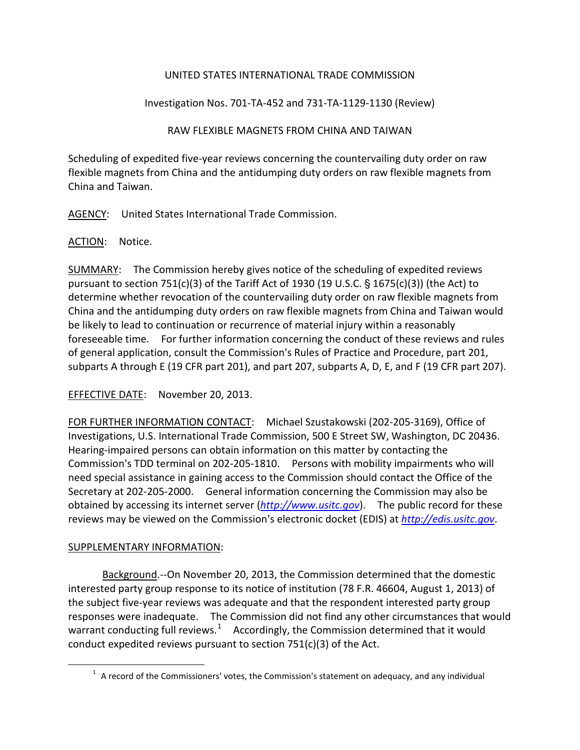UNITED STATES INTERNATIONAL TRADE COMMISSION

Investigation Nos. 701-TA-452 and 731-TA-1129-1130 (Review)

RAW FLEXIBLE MAGNETS FROM CHINA AND TAIWAN

Scheduling of expedited five-year reviews concerning the countervailing duty order on raw flexible magnets from China and the antidumping duty orders on raw flexible magnets from China and Taiwan.

AGENCY: United States International Trade Commission.

ACTION: Notice.

SUMMARY: The Commission hereby gives notice of the scheduling of expedited reviews pursuant to section 751(c)(3) of the Tariff Act of 1930 (19 U.S.C. § 1675(c)(3)) (the Act) to determine whether revocation of the countervailing duty order on raw flexible magnets from China and the antidumping duty orders on raw flexible magnets from China and Taiwan would be likely to lead to continuation or recurrence of material injury within a reasonably foreseeable time. For further information concerning the conduct of these reviews and rules of general application, consult the Commission's Rules of Practice and Procedure, part 201, subparts A through E (19 CFR part 201), and part 207, subparts A, D, E, and F (19 CFR part 207).

EFFECTIVE DATE: November 20, 2013.

FOR FURTHER INFORMATION CONTACT: Michael Szustakowski (202-205-3169), Office of Investigations, U.S. International Trade Commission, 500 E Street SW, Washington, DC 20436. Hearing-impaired persons can obtain information on this matter by contacting the Commission's TDD terminal on 202-205-1810. Persons with mobility impairments who will need special assistance in gaining access to the Commission should contact the Office of the Secretary at 202-205-2000. General information concerning the Commission may also be obtained by accessing its internet server (*http://www.usitc.gov*). The public record for these reviews may be viewed on the Commission's electronic docket (EDIS) at *http://edis.usitc.gov*.

SUPPLEMENTARY INFORMATION:

Background.--On November 20, 2013, the Commission determined that the domestic interested party group response to its notice of institution (78 F.R. 46604, August 1, 2013) of the subject five-year reviews was adequate and that the respondent interested party group responses were inadequate. The Commission did not find any other circumstances that would warrant conducting full reviews.[1] Accordingly, the Commission determined that it would conduct expedited reviews pursuant to section 751(c)(3) of the Act.

[1] A record of the Commissioners' votes, the Commission's statement on adequacy, and any individual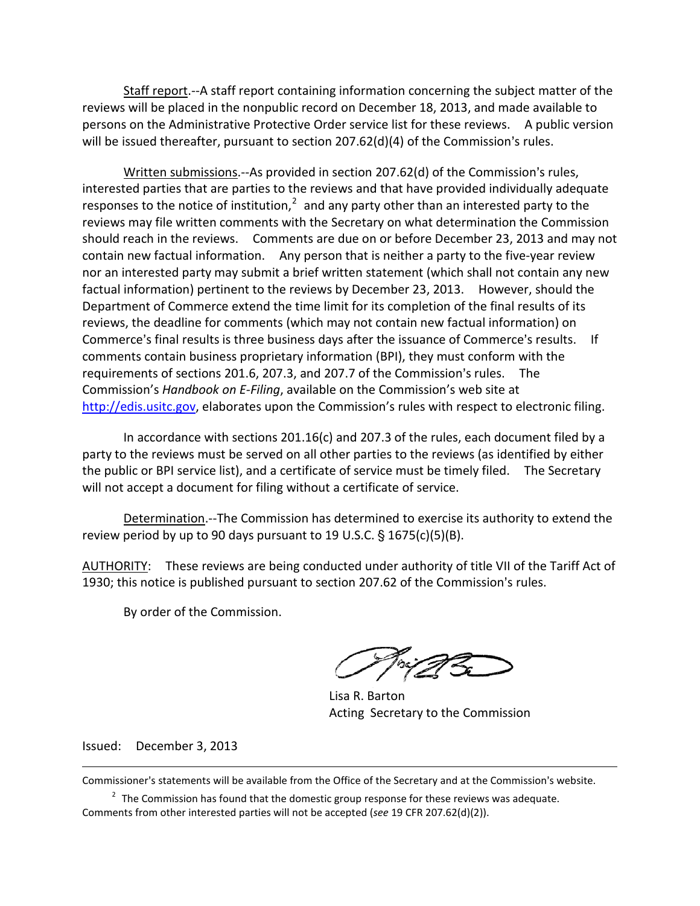Staff report.--A staff report containing information concerning the subject matter of the reviews will be placed in the nonpublic record on December 18, 2013, and made available to persons on the Administrative Protective Order service list for these reviews. A public version will be issued thereafter, pursuant to section 207.62(d)(4) of the Commission's rules.

Written submissions.--As provided in section 207.62(d) of the Commission's rules, interested parties that are parties to the reviews and that have provided individually adequate responses to the notice of institution,[2] and any party other than an interested party to the reviews may file written comments with the Secretary on what determination the Commission should reach in the reviews. Comments are due on or before December 23, 2013 and may not contain new factual information. Any person that is neither a party to the five-year review nor an interested party may submit a brief written statement (which shall not contain any new factual information) pertinent to the reviews by December 23, 2013. However, should the Department of Commerce extend the time limit for its completion of the final results of its reviews, the deadline for comments (which may not contain new factual information) on Commerce's final results is three business days after the issuance of Commerce's results. If comments contain business proprietary information (BPI), they must conform with the requirements of sections 201.6, 207.3, and 207.7 of the Commission's rules. The Commission's *Handbook on E-Filing*, available on the Commission's web site at http://edis.usitc.gov, elaborates upon the Commission's rules with respect to electronic filing.

In accordance with sections 201.16(c) and 207.3 of the rules, each document filed by a party to the reviews must be served on all other parties to the reviews (as identified by either the public or BPI service list), and a certificate of service must be timely filed. The Secretary will not accept a document for filing without a certificate of service.

Determination.--The Commission has determined to exercise its authority to extend the review period by up to 90 days pursuant to 19 U.S.C. § 1675(c)(5)(B).

AUTHORITY: These reviews are being conducted under authority of title VII of the Tariff Act of 1930; this notice is published pursuant to section 207.62 of the Commission's rules.

By order of the Commission.

Lisa R. Barton
Acting Secretary to the Commission

Issued: December 3, 2013

---

Commissioner's statements will be available from the Office of the Secretary and at the Commission's website.

[2] The Commission has found that the domestic group response for these reviews was adequate. Comments from other interested parties will not be accepted (*see* 19 CFR 207.62(d)(2)).